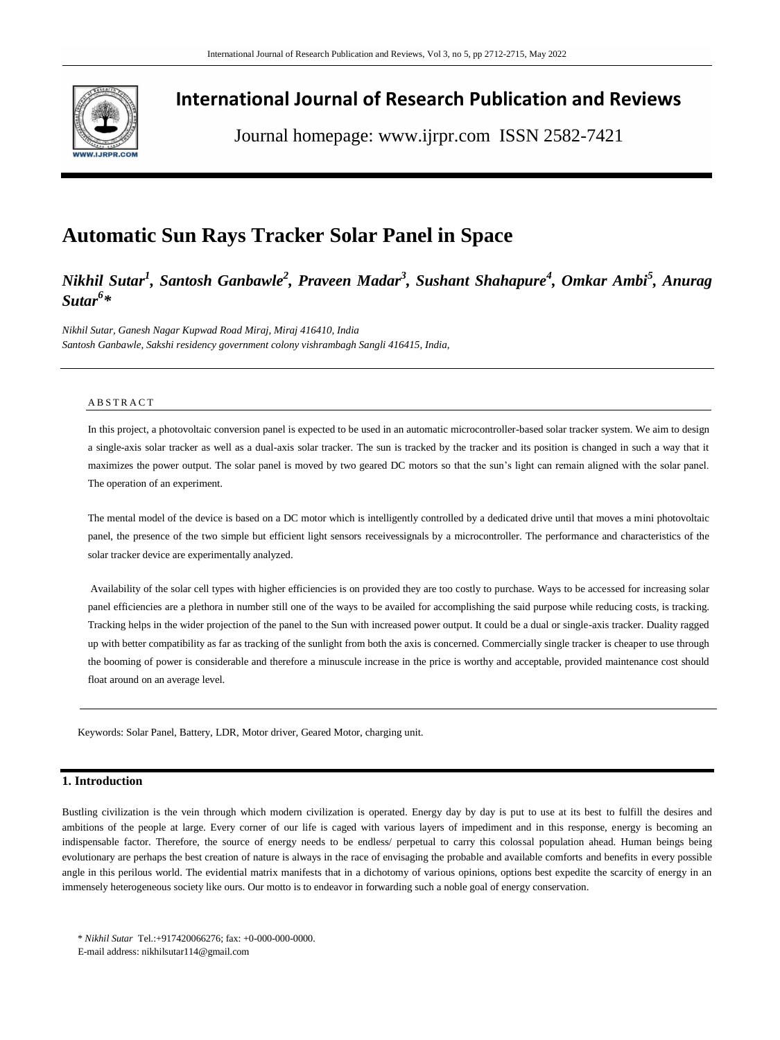# International Journal of Research Publication and Reviews

Journal homepage: www.ijrpr.com ISSN 2582-7421

# Automatic Sun Rays Tracker Solar Panel in Space

***Nikhil Sutar[1], Santosh Ganbawle[2], Praveen Madar[3], Sushant Shahapure[4], Omkar Ambi[5], Anurag Sutar[6]\****

*Nikhil Sutar, Ganesh Nagar Kupwad Road Miraj, Miraj 416410, India*
*Santosh Ganbawle, Sakshi residency government colony vishrambagh Sangli 416415, India,*

## ABSTRACT

In this project, a photovoltaic conversion panel is expected to be used in an automatic microcontroller-based solar tracker system. We aim to design a single-axis solar tracker as well as a dual-axis solar tracker. The sun is tracked by the tracker and its position is changed in such a way that it maximizes the power output. The solar panel is moved by two geared DC motors so that the sun's light can remain aligned with the solar panel. The operation of an experiment.

The mental model of the device is based on a DC motor which is intelligently controlled by a dedicated drive until that moves a mini photovoltaic panel, the presence of the two simple but efficient light sensors receivessignals by a microcontroller. The performance and characteristics of the solar tracker device are experimentally analyzed.

Availability of the solar cell types with higher efficiencies is on provided they are too costly to purchase. Ways to be accessed for increasing solar panel efficiencies are a plethora in number still one of the ways to be availed for accomplishing the said purpose while reducing costs, is tracking. Tracking helps in the wider projection of the panel to the Sun with increased power output. It could be a dual or single-axis tracker. Duality ragged up with better compatibility as far as tracking of the sunlight from both the axis is concerned. Commercially single tracker is cheaper to use through the booming of power is considerable and therefore a minuscule increase in the price is worthy and acceptable, provided maintenance cost should float around on an average level.

Keywords: Solar Panel, Battery, LDR, Motor driver, Geared Motor, charging unit.

## 1. Introduction

Bustling civilization is the vein through which modern civilization is operated. Energy day by day is put to use at its best to fulfill the desires and ambitions of the people at large. Every corner of our life is caged with various layers of impediment and in this response, energy is becoming an indispensable factor. Therefore, the source of energy needs to be endless/ perpetual to carry this colossal population ahead. Human beings being evolutionary are perhaps the best creation of nature is always in the race of envisaging the probable and available comforts and benefits in every possible angle in this perilous world. The evidential matrix manifests that in a dichotomy of various opinions, options best expedite the scarcity of energy in an immensely heterogeneous society like ours. Our motto is to endeavor in forwarding such a noble goal of energy conservation.

\* *Nikhil Sutar* Tel.:+917420066276; fax: +0-000-000-0000.
E-mail address: nikhilsutar114@gmail.com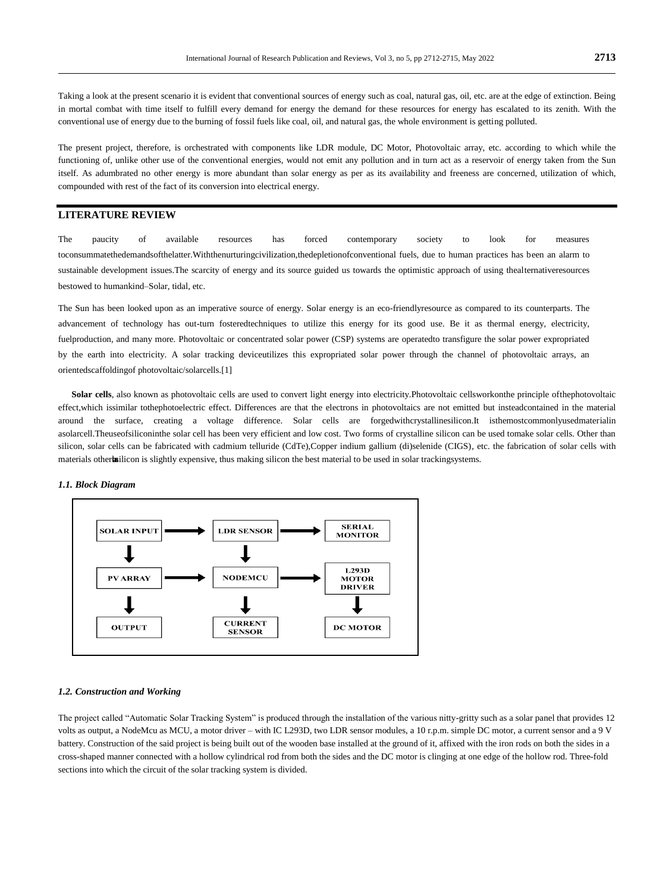Taking a look at the present scenario it is evident that conventional sources of energy such as coal, natural gas, oil, etc. are at the edge of extinction. Being in mortal combat with time itself to fulfill every demand for energy the demand for these resources for energy has escalated to its zenith. With the conventional use of energy due to the burning of fossil fuels like coal, oil, and natural gas, the whole environment is getting polluted.

The present project, therefore, is orchestrated with components like LDR module, DC Motor, Photovoltaic array, etc. according to which while the functioning of, unlike other use of the conventional energies, would not emit any pollution and in turn act as a reservoir of energy taken from the Sun itself. As adumbrated no other energy is more abundant than solar energy as per as its availability and freeness are concerned, utilization of which, compounded with rest of the fact of its conversion into electrical energy.

## LITERATURE REVIEW

The paucity of available resources has forced contemporary society to look for measures toconsummatethedemandsofthelatter.Withthenurturingcivilization,thedepletionofconventional fuels, due to human practices has been an alarm to sustainable development issues.The scarcity of energy and its source guided us towards the optimistic approach of using thealternativeresources bestowed to humankind–Solar, tidal, etc.

The Sun has been looked upon as an imperative source of energy. Solar energy is an eco-friendlyresource as compared to its counterparts. The advancement of technology has out-turn fosteredtechniques to utilize this energy for its good use. Be it as thermal energy, electricity, fuelproduction, and many more. Photovoltaic or concentrated solar power (CSP) systems are operatedto transfigure the solar power expropriated by the earth into electricity. A solar tracking deviceutilizes this expropriated solar power through the channel of photovoltaic arrays, an orientedscaffoldingof photovoltaic/solarcells.[1]

**Solar cells**, also known as photovoltaic cells are used to convert light energy into electricity.Photovoltaic cellsworkonthe principle ofthephotovoltaic effect,which issimilar tothephotoelectric effect. Differences are that the electrons in photovoltaics are not emitted but insteadcontained in the material around the surface, creating a voltage difference. Solar cells are forgedwithcrystallinesilicon.It isthemostcommonlyusedmaterialin asolarcell.Theuseofsiliconinthe solar cell has been very efficient and low cost. Two forms of crystalline silicon can be used tomake solar cells. Other than silicon, solar cells can be fabricated with cadmium telluride (CdTe),Copper indium gallium (di)selenide (CIGS), etc. the fabrication of solar cells with materials other than silicon is slightly expensive, thus making silicon the best material to be used in solar trackingsystems.

### *1.1. Block Diagram*

SOLAR INPUT → LDR SENSOR → SERIAL MONITOR

PV ARRAY → NODEMCU → L293D MOTOR DRIVER

OUTPUT | CURRENT SENSOR | DC MOTOR

### *1.2. Construction and Working*

The project called "Automatic Solar Tracking System" is produced through the installation of the various nitty-gritty such as a solar panel that provides 12 volts as output, a NodeMcu as MCU, a motor driver – with IC L293D, two LDR sensor modules, a 10 r.p.m. simple DC motor, a current sensor and a 9 V battery. Construction of the said project is being built out of the wooden base installed at the ground of it, affixed with the iron rods on both the sides in a cross-shaped manner connected with a hollow cylindrical rod from both the sides and the DC motor is clinging at one edge of the hollow rod. Three-fold sections into which the circuit of the solar tracking system is divided.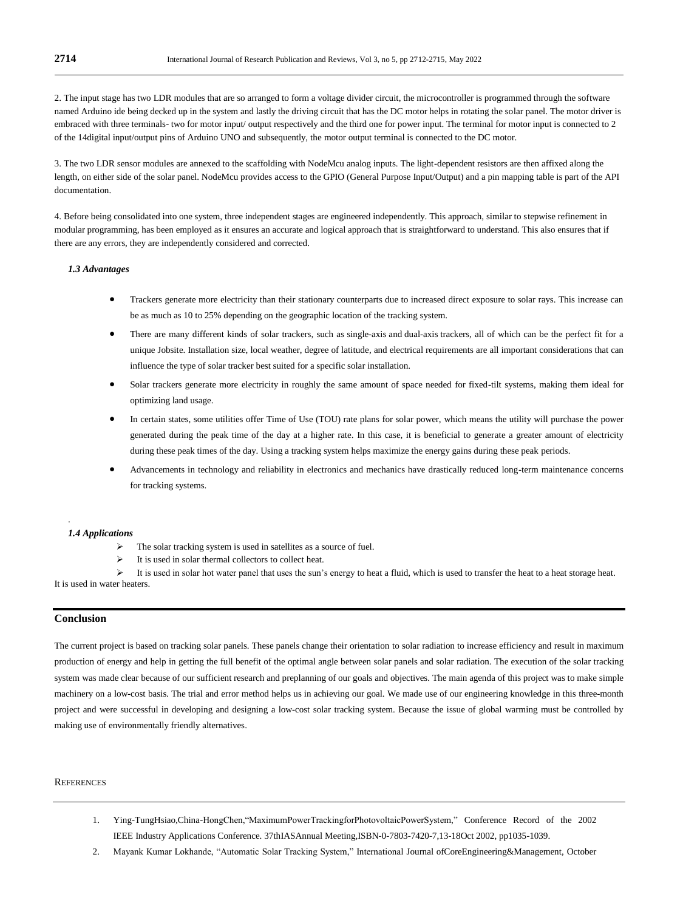2. The input stage has two LDR modules that are so arranged to form a voltage divider circuit, the microcontroller is programmed through the software named Arduino ide being decked up in the system and lastly the driving circuit that has the DC motor helps in rotating the solar panel. The motor driver is embraced with three terminals- two for motor input/ output respectively and the third one for power input. The terminal for motor input is connected to 2 of the 14digital input/output pins of Arduino UNO and subsequently, the motor output terminal is connected to the DC motor.

3. The two LDR sensor modules are annexed to the scaffolding with NodeMcu analog inputs. The light-dependent resistors are then affixed along the length, on either side of the solar panel. NodeMcu provides access to the GPIO (General Purpose Input/Output) and a pin mapping table is part of the API documentation.

4. Before being consolidated into one system, three independent stages are engineered independently. This approach, similar to stepwise refinement in modular programming, has been employed as it ensures an accurate and logical approach that is straightforward to understand. This also ensures that if there are any errors, they are independently considered and corrected.

### *1.3 Advantages*

- Trackers generate more electricity than their stationary counterparts due to increased direct exposure to solar rays. This increase can be as much as 10 to 25% depending on the geographic location of the tracking system.
- There are many different kinds of solar trackers, such as single-axis and dual-axis trackers, all of which can be the perfect fit for a unique Jobsite. Installation size, local weather, degree of latitude, and electrical requirements are all important considerations that can influence the type of solar tracker best suited for a specific solar installation.
- Solar trackers generate more electricity in roughly the same amount of space needed for fixed-tilt systems, making them ideal for optimizing land usage.
- In certain states, some utilities offer Time of Use (TOU) rate plans for solar power, which means the utility will purchase the power generated during the peak time of the day at a higher rate. In this case, it is beneficial to generate a greater amount of electricity during these peak times of the day. Using a tracking system helps maximize the energy gains during these peak periods.
- Advancements in technology and reliability in electronics and mechanics have drastically reduced long-term maintenance concerns for tracking systems.

### *1.4 Applications*

- The solar tracking system is used in satellites as a source of fuel.
- It is used in solar thermal collectors to collect heat.
- It is used in solar hot water panel that uses the sun's energy to heat a fluid, which is used to transfer the heat to a heat storage heat. It is used in water heaters.

## Conclusion

The current project is based on tracking solar panels. These panels change their orientation to solar radiation to increase efficiency and result in maximum production of energy and help in getting the full benefit of the optimal angle between solar panels and solar radiation. The execution of the solar tracking system was made clear because of our sufficient research and preplanning of our goals and objectives. The main agenda of this project was to make simple machinery on a low-cost basis. The trial and error method helps us in achieving our goal. We made use of our engineering knowledge in this three-month project and were successful in developing and designing a low-cost solar tracking system. Because the issue of global warming must be controlled by making use of environmentally friendly alternatives.

## References

1. Ying-TungHsiao,China-HongChen,"MaximumPowerTrackingforPhotovoltaicPowerSystem," Conference Record of the 2002 IEEE Industry Applications Conference. 37thIASAnnual Meeting,ISBN-0-7803-7420-7,13-18Oct 2002, pp1035-1039.
2. Mayank Kumar Lokhande, "Automatic Solar Tracking System," International Journal ofCoreEngineering&Management, October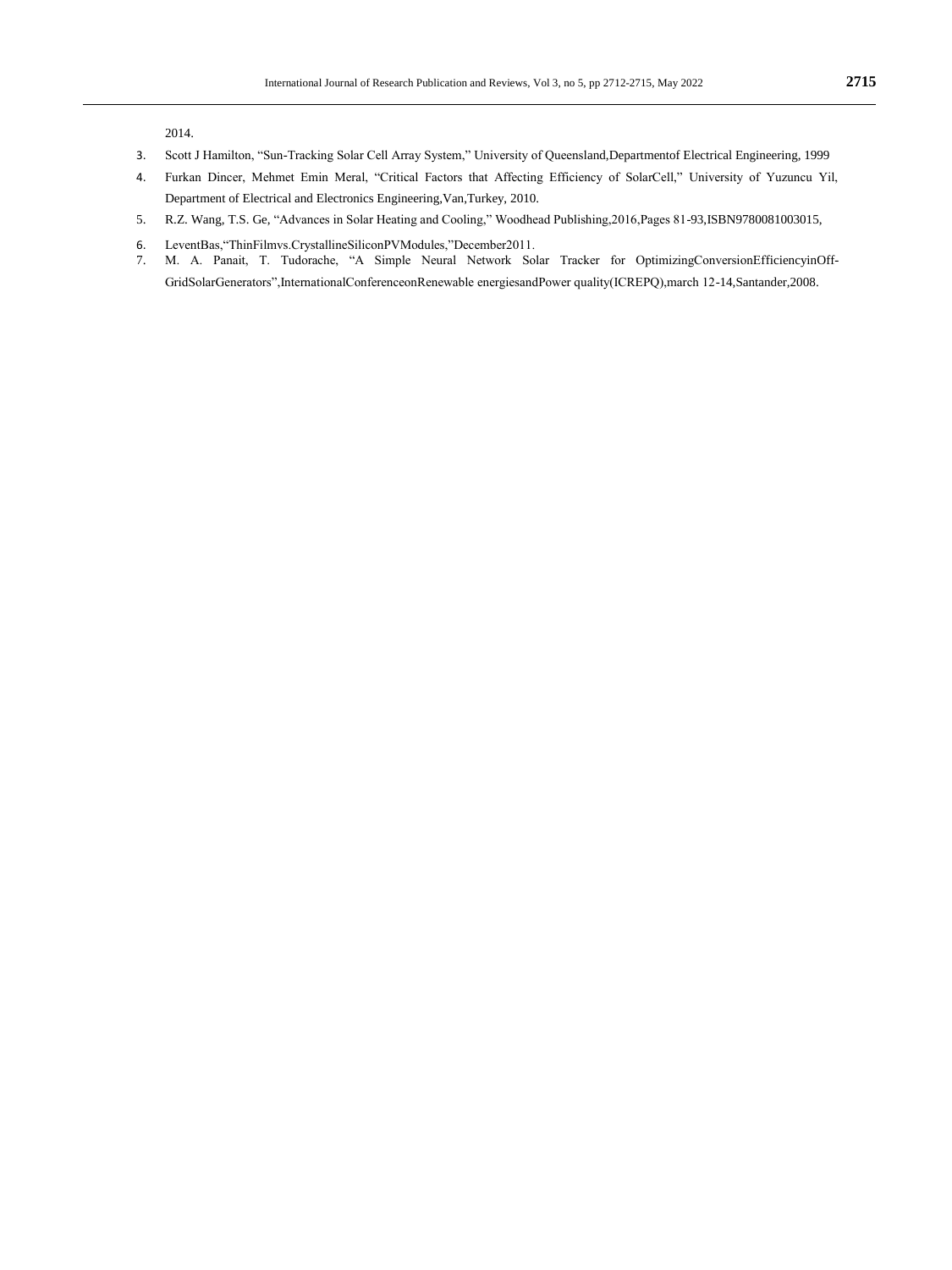2014.

3. Scott J Hamilton, "Sun-Tracking Solar Cell Array System," University of Queensland,Departmentof Electrical Engineering, 1999
4. Furkan Dincer, Mehmet Emin Meral, "Critical Factors that Affecting Efficiency of SolarCell," University of Yuzuncu Yil, Department of Electrical and Electronics Engineering,Van,Turkey, 2010.
5. R.Z. Wang, T.S. Ge, "Advances in Solar Heating and Cooling," Woodhead Publishing,2016,Pages 81-93,ISBN9780081003015,
6. LeventBas,"ThinFilmvs.CrystallineSiliconPVModules,"December2011.
7. M. A. Panait, T. Tudorache, "A Simple Neural Network Solar Tracker for OptimizingConversionEfficiencyinOff-GridSolarGenerators",InternationalConferenceonRenewable energiesandPower quality(ICREPQ),march 12-14,Santander,2008.